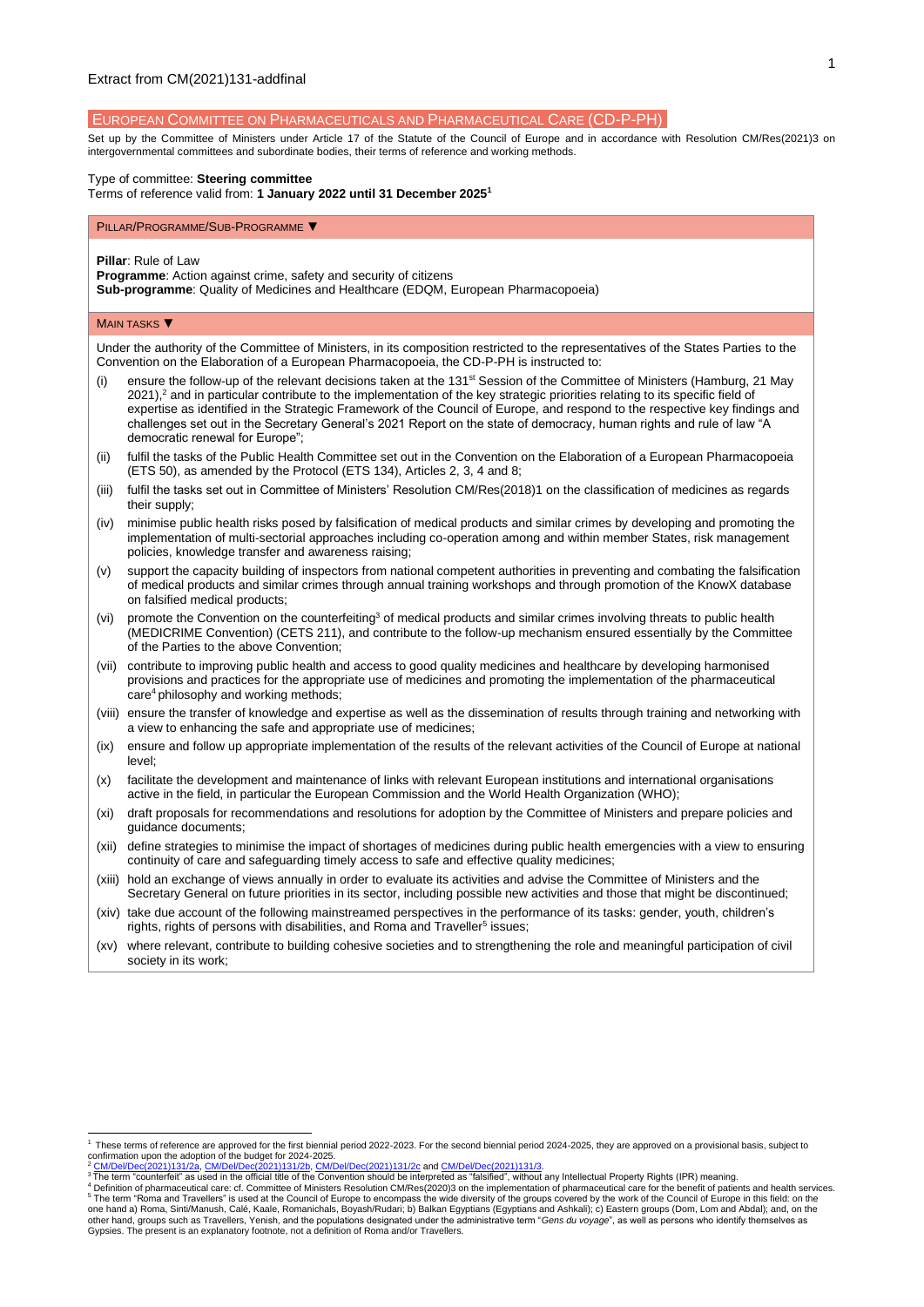Extract from CM(2021)131-addfinal

## EUROPEAN COMMITTEE ON PHARMACEUTICALS AND PHARMACEUTICAL CARE (CD-P-PH)

Set up by the Committee of Ministers under Article 17 of the Statute of the Council of Europe and in accordance with Resolution CM/Res(2021)3 on intergovernmental committees and subordinate bodies, their terms of reference and working methods.

Type of committee: **Steering committee**

Terms of reference valid from: **1 January 2022 until 31 December 2025**[1]

### PILLAR/PROGRAMME/SUB-PROGRAMME ▼

**Pillar**: Rule of Law

**Programme**: Action against crime, safety and security of citizens

**Sub-programme**: Quality of Medicines and Healthcare (EDQM, European Pharmacopoeia)

### MAIN TASKS ▼

Under the authority of the Committee of Ministers, in its composition restricted to the representatives of the States Parties to the Convention on the Elaboration of a European Pharmacopoeia, the CD-P-PH is instructed to:

(i) ensure the follow-up of the relevant decisions taken at the 131st Session of the Committee of Ministers (Hamburg, 21 May 2021),[2] and in particular contribute to the implementation of the key strategic priorities relating to its specific field of expertise as identified in the Strategic Framework of the Council of Europe, and respond to the respective key findings and challenges set out in the Secretary General's 2021 Report on the state of democracy, human rights and rule of law "A democratic renewal for Europe";

(ii) fulfil the tasks of the Public Health Committee set out in the Convention on the Elaboration of a European Pharmacopoeia (ETS 50), as amended by the Protocol (ETS 134), Articles 2, 3, 4 and 8;

(iii) fulfil the tasks set out in Committee of Ministers' Resolution CM/Res(2018)1 on the classification of medicines as regards their supply;

(iv) minimise public health risks posed by falsification of medical products and similar crimes by developing and promoting the implementation of multi-sectorial approaches including co-operation among and within member States, risk management policies, knowledge transfer and awareness raising;

(v) support the capacity building of inspectors from national competent authorities in preventing and combating the falsification of medical products and similar crimes through annual training workshops and through promotion of the KnowX database on falsified medical products;

(vi) promote the Convention on the counterfeiting[3] of medical products and similar crimes involving threats to public health (MEDICRIME Convention) (CETS 211), and contribute to the follow-up mechanism ensured essentially by the Committee of the Parties to the above Convention;

(vii) contribute to improving public health and access to good quality medicines and healthcare by developing harmonised provisions and practices for the appropriate use of medicines and promoting the implementation of the pharmaceutical care[4] philosophy and working methods;

(viii) ensure the transfer of knowledge and expertise as well as the dissemination of results through training and networking with a view to enhancing the safe and appropriate use of medicines;

(ix) ensure and follow up appropriate implementation of the results of the relevant activities of the Council of Europe at national level;

(x) facilitate the development and maintenance of links with relevant European institutions and international organisations active in the field, in particular the European Commission and the World Health Organization (WHO);

(xi) draft proposals for recommendations and resolutions for adoption by the Committee of Ministers and prepare policies and guidance documents;

(xii) define strategies to minimise the impact of shortages of medicines during public health emergencies with a view to ensuring continuity of care and safeguarding timely access to safe and effective quality medicines;

(xiii) hold an exchange of views annually in order to evaluate its activities and advise the Committee of Ministers and the Secretary General on future priorities in its sector, including possible new activities and those that might be discontinued;

(xiv) take due account of the following mainstreamed perspectives in the performance of its tasks: gender, youth, children's rights, rights of persons with disabilities, and Roma and Traveller[5] issues;

(xv) where relevant, contribute to building cohesive societies and to strengthening the role and meaningful participation of civil society in its work;

---

[1] These terms of reference are approved for the first biennial period 2022-2023. For the second biennial period 2024-2025, they are approved on a provisional basis, subject to confirmation upon the adoption of the budget for 2024-2025.

[2] CM/Del/Dec(2021)131/2a, CM/Del/Dec(2021)131/2b, CM/Del/Dec(2021)131/2c and CM/Del/Dec(2021)131/3.

[3] The term "counterfeit" as used in the official title of the Convention should be interpreted as "falsified", without any Intellectual Property Rights (IPR) meaning.

[4] Definition of pharmaceutical care: cf. Committee of Ministers Resolution CM/Res(2020)3 on the implementation of pharmaceutical care for the benefit of patients and health services.

[5] The term "Roma and Travellers" is used at the Council of Europe to encompass the wide diversity of the groups covered by the work of the Council of Europe in this field: on the one hand a) Roma, Sinti/Manush, Calé, Kaale, Romanichals, Boyash/Rudari; b) Balkan Egyptians (Egyptians and Ashkali); c) Eastern groups (Dom, Lom and Abdal); and, on the other hand, groups such as Travellers, Yenish, and the populations designated under the administrative term "*Gens du voyage*", as well as persons who identify themselves as Gypsies. The present is an explanatory footnote, not a definition of Roma and/or Travellers.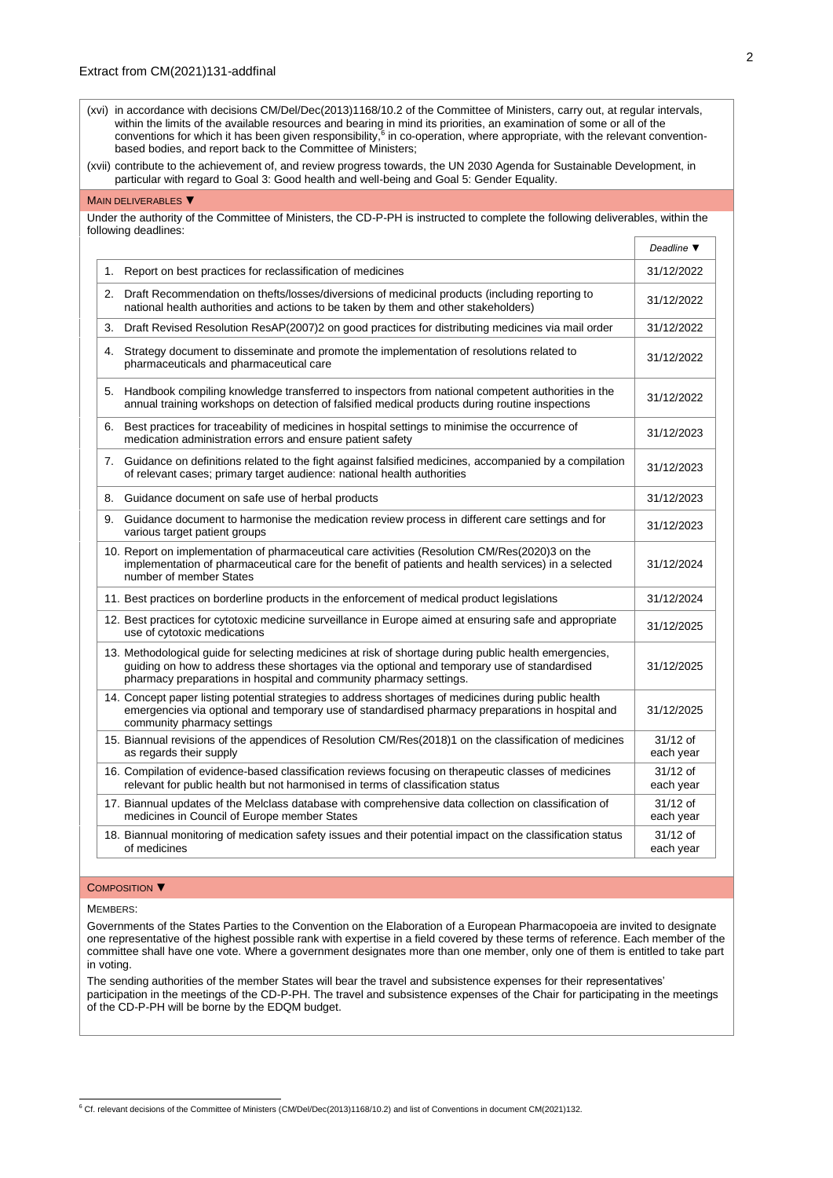Extract from CM(2021)131-addfinal

(xvi) in accordance with decisions CM/Del/Dec(2013)1168/10.2 of the Committee of Ministers, carry out, at regular intervals, within the limits of the available resources and bearing in mind its priorities, an examination of some or all of the conventions for which it has been given responsibility,[6] in co-operation, where appropriate, with the relevant convention-based bodies, and report back to the Committee of Ministers;

(xvii) contribute to the achievement of, and review progress towards, the UN 2030 Agenda for Sustainable Development, in particular with regard to Goal 3: Good health and well-being and Goal 5: Gender Equality.

## MAIN DELIVERABLES ▼

Under the authority of the Committee of Ministers, the CD-P-PH is instructed to complete the following deliverables, within the following deadlines:

| | *Deadline* ▼ |
|---|---|
| 1. Report on best practices for reclassification of medicines | 31/12/2022 |
| 2. Draft Recommendation on thefts/losses/diversions of medicinal products (including reporting to national health authorities and actions to be taken by them and other stakeholders) | 31/12/2022 |
| 3. Draft Revised Resolution ResAP(2007)2 on good practices for distributing medicines via mail order | 31/12/2022 |
| 4. Strategy document to disseminate and promote the implementation of resolutions related to pharmaceuticals and pharmaceutical care | 31/12/2022 |
| 5. Handbook compiling knowledge transferred to inspectors from national competent authorities in the annual training workshops on detection of falsified medical products during routine inspections | 31/12/2022 |
| 6. Best practices for traceability of medicines in hospital settings to minimise the occurrence of medication administration errors and ensure patient safety | 31/12/2023 |
| 7. Guidance on definitions related to the fight against falsified medicines, accompanied by a compilation of relevant cases; primary target audience: national health authorities | 31/12/2023 |
| 8. Guidance document on safe use of herbal products | 31/12/2023 |
| 9. Guidance document to harmonise the medication review process in different care settings and for various target patient groups | 31/12/2023 |
| 10. Report on implementation of pharmaceutical care activities (Resolution CM/Res(2020)3 on the implementation of pharmaceutical care for the benefit of patients and health services) in a selected number of member States | 31/12/2024 |
| 11. Best practices on borderline products in the enforcement of medical product legislations | 31/12/2024 |
| 12. Best practices for cytotoxic medicine surveillance in Europe aimed at ensuring safe and appropriate use of cytotoxic medications | 31/12/2025 |
| 13. Methodological guide for selecting medicines at risk of shortage during public health emergencies, guiding on how to address these shortages via the optional and temporary use of standardised pharmacy preparations in hospital and community pharmacy settings. | 31/12/2025 |
| 14. Concept paper listing potential strategies to address shortages of medicines during public health emergencies via optional and temporary use of standardised pharmacy preparations in hospital and community pharmacy settings | 31/12/2025 |
| 15. Biannual revisions of the appendices of Resolution CM/Res(2018)1 on the classification of medicines as regards their supply | 31/12 of each year |
| 16. Compilation of evidence-based classification reviews focusing on therapeutic classes of medicines relevant for public health but not harmonised in terms of classification status | 31/12 of each year |
| 17. Biannual updates of the Melclass database with comprehensive data collection on classification of medicines in Council of Europe member States | 31/12 of each year |
| 18. Biannual monitoring of medication safety issues and their potential impact on the classification status of medicines | 31/12 of each year |

## COMPOSITION ▼

MEMBERS:

Governments of the States Parties to the Convention on the Elaboration of a European Pharmacopoeia are invited to designate one representative of the highest possible rank with expertise in a field covered by these terms of reference. Each member of the committee shall have one vote. Where a government designates more than one member, only one of them is entitled to take part in voting.

The sending authorities of the member States will bear the travel and subsistence expenses for their representatives' participation in the meetings of the CD-P-PH. The travel and subsistence expenses of the Chair for participating in the meetings of the CD-P-PH will be borne by the EDQM budget.

[6] Cf. relevant decisions of the Committee of Ministers (CM/Del/Dec(2013)1168/10.2) and list of Conventions in document CM(2021)132.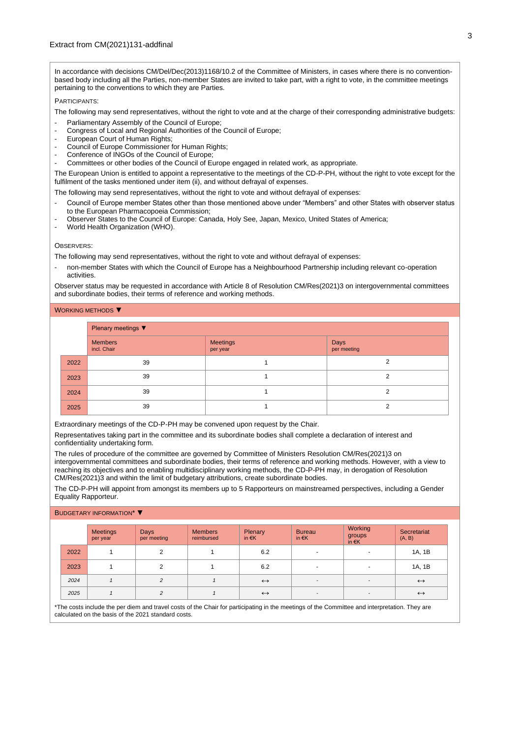Extract from CM(2021)131-addfinal

In accordance with decisions CM/Del/Dec(2013)1168/10.2 of the Committee of Ministers, in cases where there is no convention-based body including all the Parties, non-member States are invited to take part, with a right to vote, in the committee meetings pertaining to the conventions to which they are Parties.

PARTICIPANTS:

The following may send representatives, without the right to vote and at the charge of their corresponding administrative budgets:

- Parliamentary Assembly of the Council of Europe;
- Congress of Local and Regional Authorities of the Council of Europe;
- European Court of Human Rights;
- Council of Europe Commissioner for Human Rights;
- Conference of INGOs of the Council of Europe;
- Committees or other bodies of the Council of Europe engaged in related work, as appropriate.

The European Union is entitled to appoint a representative to the meetings of the CD-P-PH, without the right to vote except for the fulfilment of the tasks mentioned under item (ii), and without defrayal of expenses.

The following may send representatives, without the right to vote and without defrayal of expenses:

- Council of Europe member States other than those mentioned above under "Members" and other States with observer status to the European Pharmacopoeia Commission;
- Observer States to the Council of Europe: Canada, Holy See, Japan, Mexico, United States of America;
- World Health Organization (WHO).

OBSERVERS:

The following may send representatives, without the right to vote and without defrayal of expenses:

- non-member States with which the Council of Europe has a Neighbourhood Partnership including relevant co-operation activities.

Observer status may be requested in accordance with Article 8 of Resolution CM/Res(2021)3 on intergovernmental committees and subordinate bodies, their terms of reference and working methods.

WORKING METHODS ▼

| | Plenary meetings ▼ | | |
|---|---|---|---|
| | Members incl. Chair | Meetings per year | Days per meeting |
| 2022 | 39 | 1 | 2 |
| 2023 | 39 | 1 | 2 |
| 2024 | 39 | 1 | 2 |
| 2025 | 39 | 1 | 2 |

Extraordinary meetings of the CD-P-PH may be convened upon request by the Chair.

Representatives taking part in the committee and its subordinate bodies shall complete a declaration of interest and confidentiality undertaking form.

The rules of procedure of the committee are governed by Committee of Ministers Resolution CM/Res(2021)3 on intergovernmental committees and subordinate bodies, their terms of reference and working methods. However, with a view to reaching its objectives and to enabling multidisciplinary working methods, the CD-P-PH may, in derogation of Resolution CM/Res(2021)3 and within the limit of budgetary attributions, create subordinate bodies.

The CD-P-PH will appoint from amongst its members up to 5 Rapporteurs on mainstreamed perspectives, including a Gender Equality Rapporteur.

BUDGETARY INFORMATION* ▼

| | Meetings per year | Days per meeting | Members reimbursed | Plenary in €K | Bureau in €K | Working groups in €K | Secretariat (A, B) |
|---|---|---|---|---|---|---|---|
| 2022 | 1 | 2 | 1 | 6.2 | - | - | 1A, 1B |
| 2023 | 1 | 2 | 1 | 6.2 | - | - | 1A, 1B |
| *2024* | *1* | *2* | *1* | ↔ | - | - | ↔ |
| *2025* | *1* | *2* | *1* | ↔ | - | - | ↔ |

*The costs include the per diem and travel costs of the Chair for participating in the meetings of the Committee and interpretation. They are calculated on the basis of the 2021 standard costs.